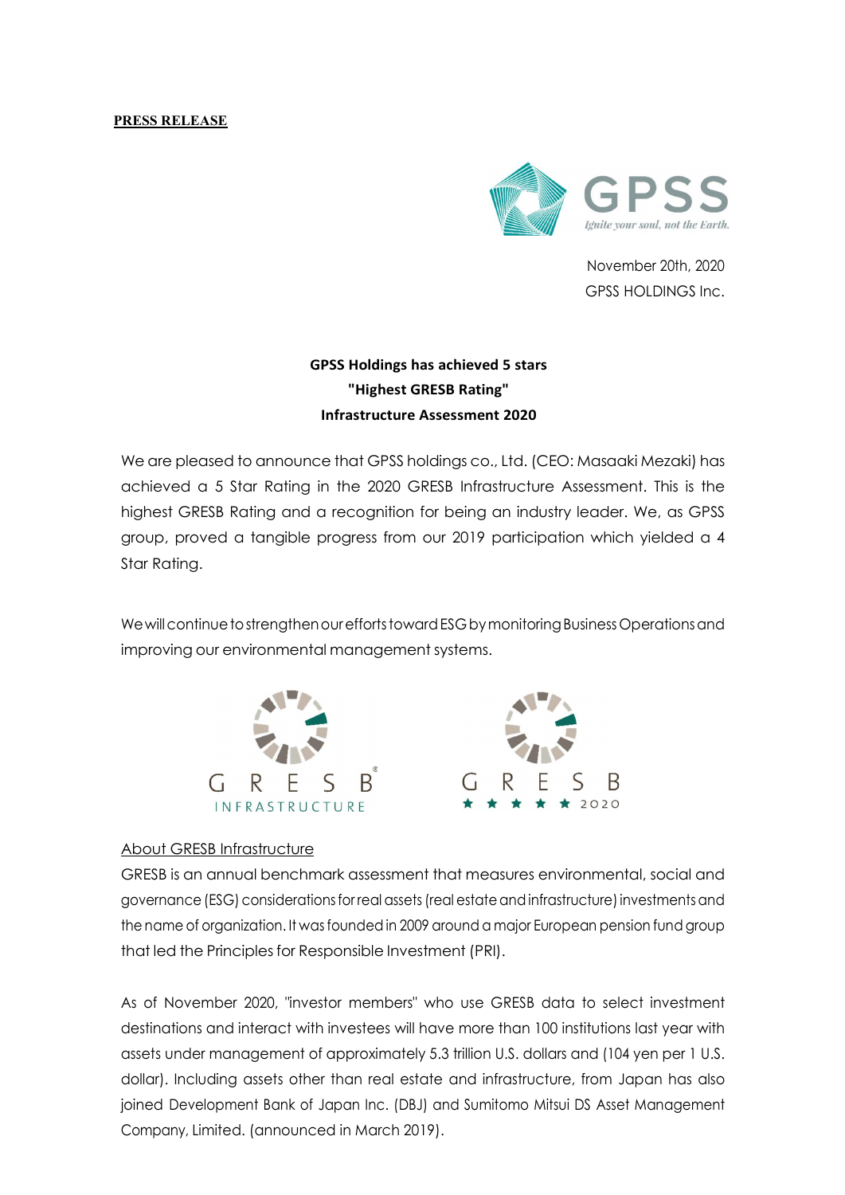**PRESS RELEASE**

November 20th, 2020
GPSS HOLDINGS Inc.

**GPSS Holdings has achieved 5 stars**
**"Highest GRESB Rating"**
**Infrastructure Assessment 2020**

We are pleased to announce that GPSS holdings co., Ltd. (CEO: Masaaki Mezaki) has achieved a 5 Star Rating in the 2020 GRESB Infrastructure Assessment. This is the highest GRESB Rating and a recognition for being an industry leader. We, as GPSS group, proved a tangible progress from our 2019 participation which yielded a 4 Star Rating.

We will continue to strengthen our efforts toward ESG by monitoring Business Operations and improving our environmental management systems.

About GRESB Infrastructure

GRESB is an annual benchmark assessment that measures environmental, social and governance (ESG) considerations for real assets (real estate and infrastructure) investments and the name of organization. It was founded in 2009 around a major European pension fund group that led the Principles for Responsible Investment (PRI).

As of November 2020, "investor members" who use GRESB data to select investment destinations and interact with investees will have more than 100 institutions last year with assets under management of approximately 5.3 trillion U.S. dollars and (104 yen per 1 U.S. dollar). Including assets other than real estate and infrastructure, from Japan has also joined Development Bank of Japan Inc. (DBJ) and Sumitomo Mitsui DS Asset Management Company, Limited. (announced in March 2019).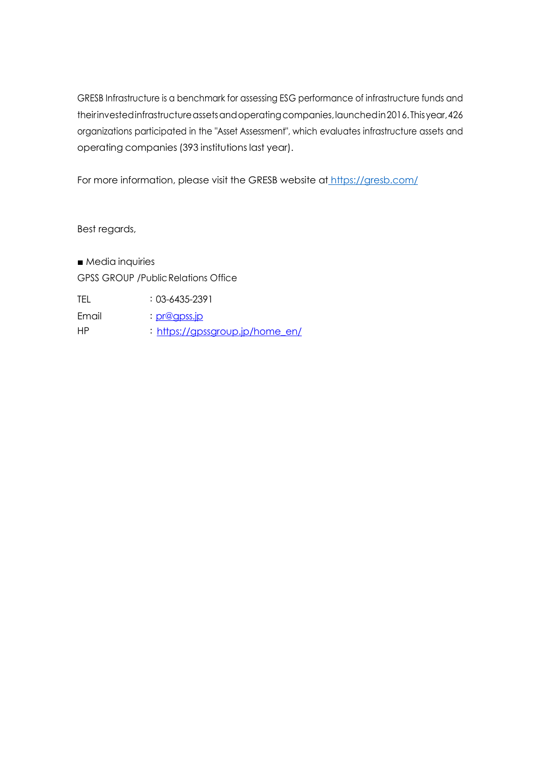GRESB Infrastructure is a benchmark for assessing ESG performance of infrastructure funds and their invested infrastructure assets and operating companies, launched in 2016. This year, 426 organizations participated in the "Asset Assessment", which evaluates infrastructure assets and operating companies (393 institutions last year).

For more information, please visit the GRESB website at https://gresb.com/

Best regards,

■ Media inquiries

GPSS GROUP /Public Relations Office

TEL　：03-6435-2391

Email　：pr@gpss.jp

HP　：https://gpssgroup.jp/home_en/